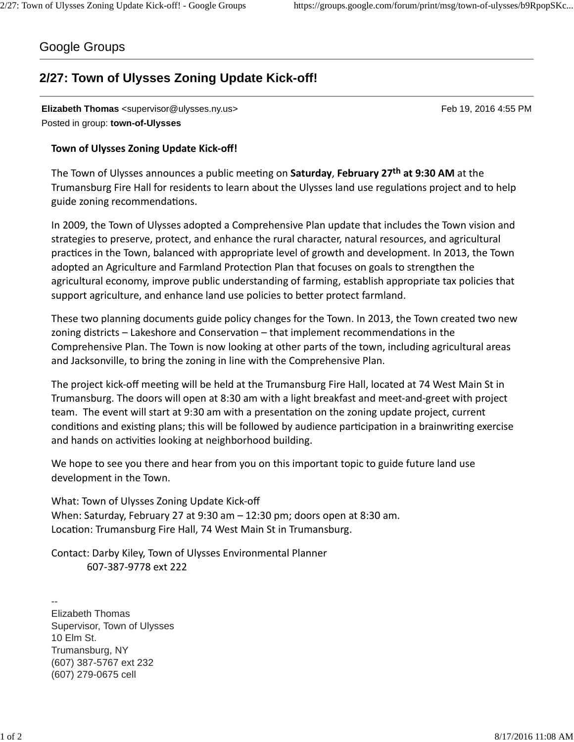Google Groups

# 2/27: Town of Ulysses Zoning Update Kick-off!

**Elizabeth Thomas** <supervisor@ulysses.ny.us> Feb 19, 2016 4:55 PM
Posted in group: **town-of-Ulysses**

**Town of Ulysses Zoning Update Kick-off!**

The Town of Ulysses announces a public meeting on **Saturday**, **February 27th at 9:30 AM** at the Trumansburg Fire Hall for residents to learn about the Ulysses land use regulations project and to help guide zoning recommendations.

In 2009, the Town of Ulysses adopted a Comprehensive Plan update that includes the Town vision and strategies to preserve, protect, and enhance the rural character, natural resources, and agricultural practices in the Town, balanced with appropriate level of growth and development. In 2013, the Town adopted an Agriculture and Farmland Protection Plan that focuses on goals to strengthen the agricultural economy, improve public understanding of farming, establish appropriate tax policies that support agriculture, and enhance land use policies to better protect farmland.

These two planning documents guide policy changes for the Town. In 2013, the Town created two new zoning districts – Lakeshore and Conservation – that implement recommendations in the Comprehensive Plan. The Town is now looking at other parts of the town, including agricultural areas and Jacksonville, to bring the zoning in line with the Comprehensive Plan.

The project kick-off meeting will be held at the Trumansburg Fire Hall, located at 74 West Main St in Trumansburg. The doors will open at 8:30 am with a light breakfast and meet-and-greet with project team. The event will start at 9:30 am with a presentation on the zoning update project, current conditions and existing plans; this will be followed by audience participation in a brainwriting exercise and hands on activities looking at neighborhood building.

We hope to see you there and hear from you on this important topic to guide future land use development in the Town.

What: Town of Ulysses Zoning Update Kick-off
When: Saturday, February 27 at 9:30 am – 12:30 pm; doors open at 8:30 am.
Location: Trumansburg Fire Hall, 74 West Main St in Trumansburg.

Contact: Darby Kiley, Town of Ulysses Environmental Planner
607-387-9778 ext 222

--
Elizabeth Thomas
Supervisor, Town of Ulysses
10 Elm St.
Trumansburg, NY
(607) 387-5767 ext 232
(607) 279-0675 cell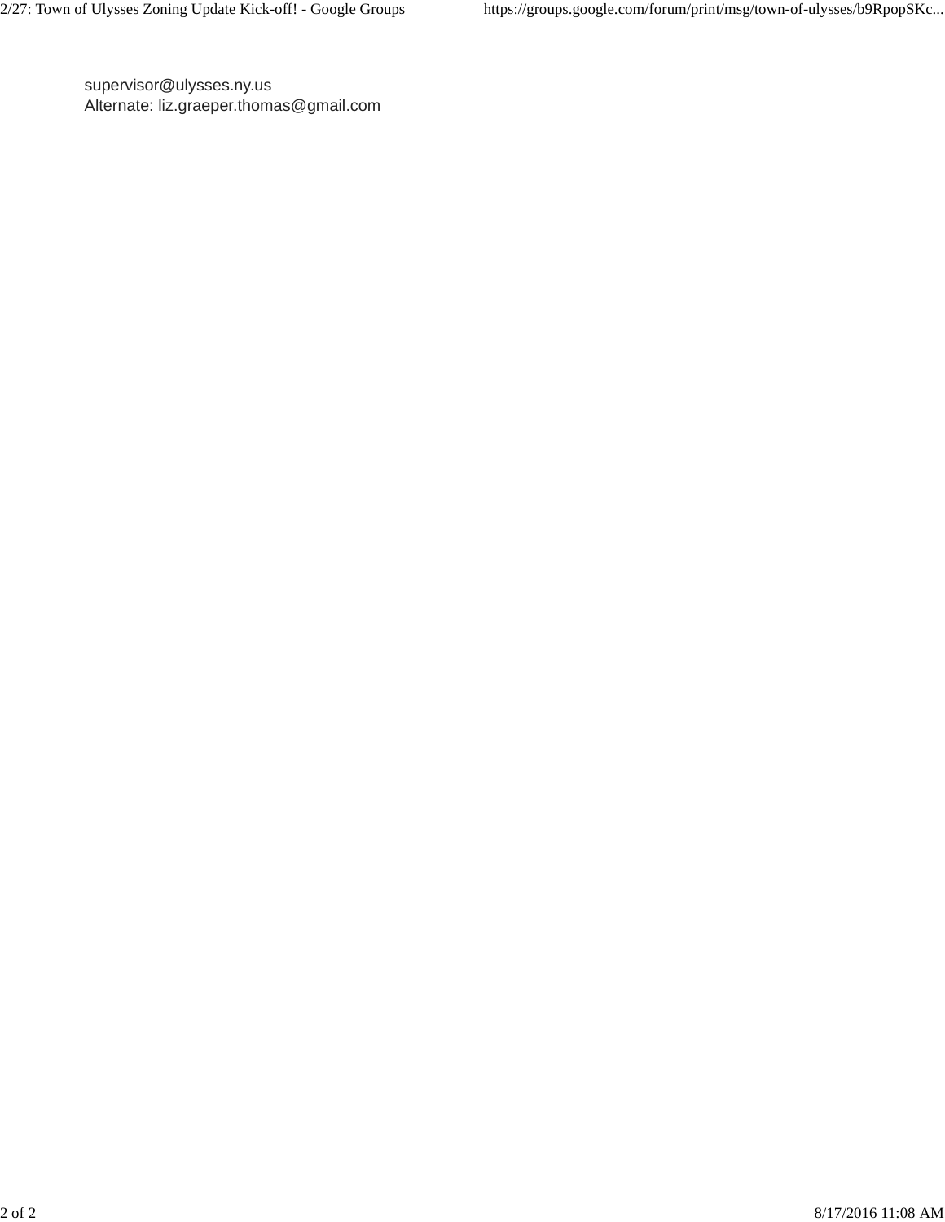supervisor@ulysses.ny.us
Alternate: liz.graeper.thomas@gmail.com